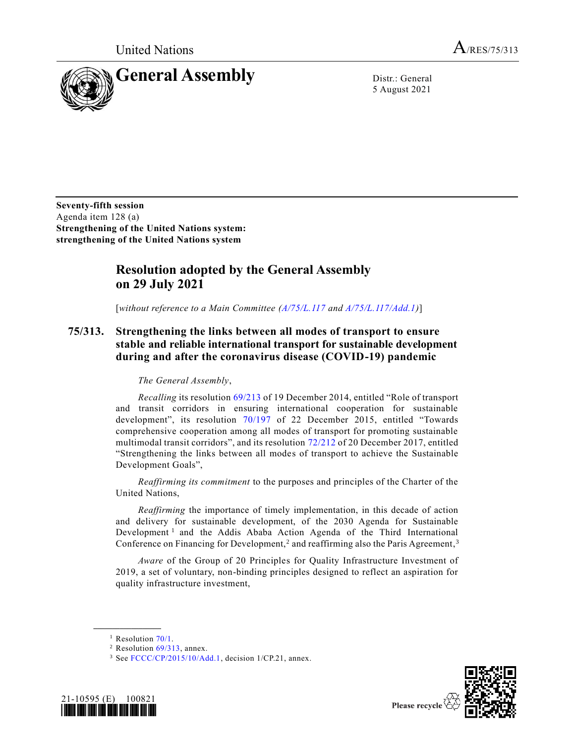United Nations A/RES/75/313

# General Assembly

Distr.: General
5 August 2021

**Seventy-fifth session**
Agenda item 128 (a)
**Strengthening of the United Nations system: strengthening of the United Nations system**

## Resolution adopted by the General Assembly on 29 July 2021

[*without reference to a Main Committee (A/75/L.117 and A/75/L.117/Add.1)*]

### 75/313. Strengthening the links between all modes of transport to ensure stable and reliable international transport for sustainable development during and after the coronavirus disease (COVID-19) pandemic

*The General Assembly*,

*Recalling* its resolution 69/213 of 19 December 2014, entitled "Role of transport and transit corridors in ensuring international cooperation for sustainable development", its resolution 70/197 of 22 December 2015, entitled "Towards comprehensive cooperation among all modes of transport for promoting sustainable multimodal transit corridors", and its resolution 72/212 of 20 December 2017, entitled "Strengthening the links between all modes of transport to achieve the Sustainable Development Goals",

*Reaffirming its commitment* to the purposes and principles of the Charter of the United Nations,

*Reaffirming* the importance of timely implementation, in this decade of action and delivery for sustainable development, of the 2030 Agenda for Sustainable Development[1] and the Addis Ababa Action Agenda of the Third International Conference on Financing for Development,[2] and reaffirming also the Paris Agreement,[3]

*Aware* of the Group of 20 Principles for Quality Infrastructure Investment of 2019, a set of voluntary, non-binding principles designed to reflect an aspiration for quality infrastructure investment,

---

[1] Resolution 70/1.
[2] Resolution 69/313, annex.
[3] See FCCC/CP/2015/10/Add.1, decision 1/CP.21, annex.

21-10595 (E) 100821

Please recycle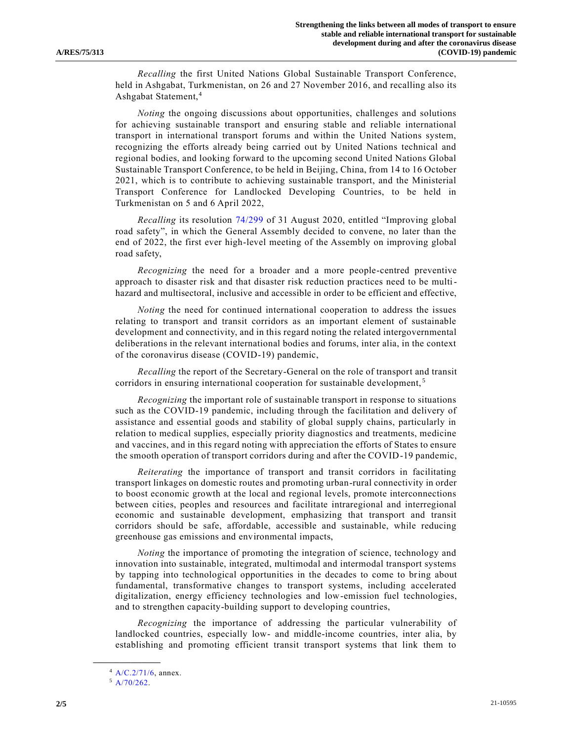*Recalling* the first United Nations Global Sustainable Transport Conference, held in Ashgabat, Turkmenistan, on 26 and 27 November 2016, and recalling also its Ashgabat Statement,[4]

*Noting* the ongoing discussions about opportunities, challenges and solutions for achieving sustainable transport and ensuring stable and reliable international transport in international transport forums and within the United Nations system, recognizing the efforts already being carried out by United Nations technical and regional bodies, and looking forward to the upcoming second United Nations Global Sustainable Transport Conference, to be held in Beijing, China, from 14 to 16 October 2021, which is to contribute to achieving sustainable transport, and the Ministerial Transport Conference for Landlocked Developing Countries, to be held in Turkmenistan on 5 and 6 April 2022,

*Recalling* its resolution 74/299 of 31 August 2020, entitled "Improving global road safety", in which the General Assembly decided to convene, no later than the end of 2022, the first ever high-level meeting of the Assembly on improving global road safety,

*Recognizing* the need for a broader and a more people-centred preventive approach to disaster risk and that disaster risk reduction practices need to be multi-hazard and multisectoral, inclusive and accessible in order to be efficient and effective,

*Noting* the need for continued international cooperation to address the issues relating to transport and transit corridors as an important element of sustainable development and connectivity, and in this regard noting the related intergovernmental deliberations in the relevant international bodies and forums, inter alia, in the context of the coronavirus disease (COVID-19) pandemic,

*Recalling* the report of the Secretary-General on the role of transport and transit corridors in ensuring international cooperation for sustainable development,[5]

*Recognizing* the important role of sustainable transport in response to situations such as the COVID-19 pandemic, including through the facilitation and delivery of assistance and essential goods and stability of global supply chains, particularly in relation to medical supplies, especially priority diagnostics and treatments, medicine and vaccines, and in this regard noting with appreciation the efforts of States to ensure the smooth operation of transport corridors during and after the COVID-19 pandemic,

*Reiterating* the importance of transport and transit corridors in facilitating transport linkages on domestic routes and promoting urban-rural connectivity in order to boost economic growth at the local and regional levels, promote interconnections between cities, peoples and resources and facilitate intraregional and interregional economic and sustainable development, emphasizing that transport and transit corridors should be safe, affordable, accessible and sustainable, while reducing greenhouse gas emissions and environmental impacts,

*Noting* the importance of promoting the integration of science, technology and innovation into sustainable, integrated, multimodal and intermodal transport systems by tapping into technological opportunities in the decades to come to bring about fundamental, transformative changes to transport systems, including accelerated digitalization, energy efficiency technologies and low-emission fuel technologies, and to strengthen capacity-building support to developing countries,

*Recognizing* the importance of addressing the particular vulnerability of landlocked countries, especially low- and middle-income countries, inter alia, by establishing and promoting efficient transit transport systems that link them to

---

[4] A/C.2/71/6, annex.

[5] A/70/262.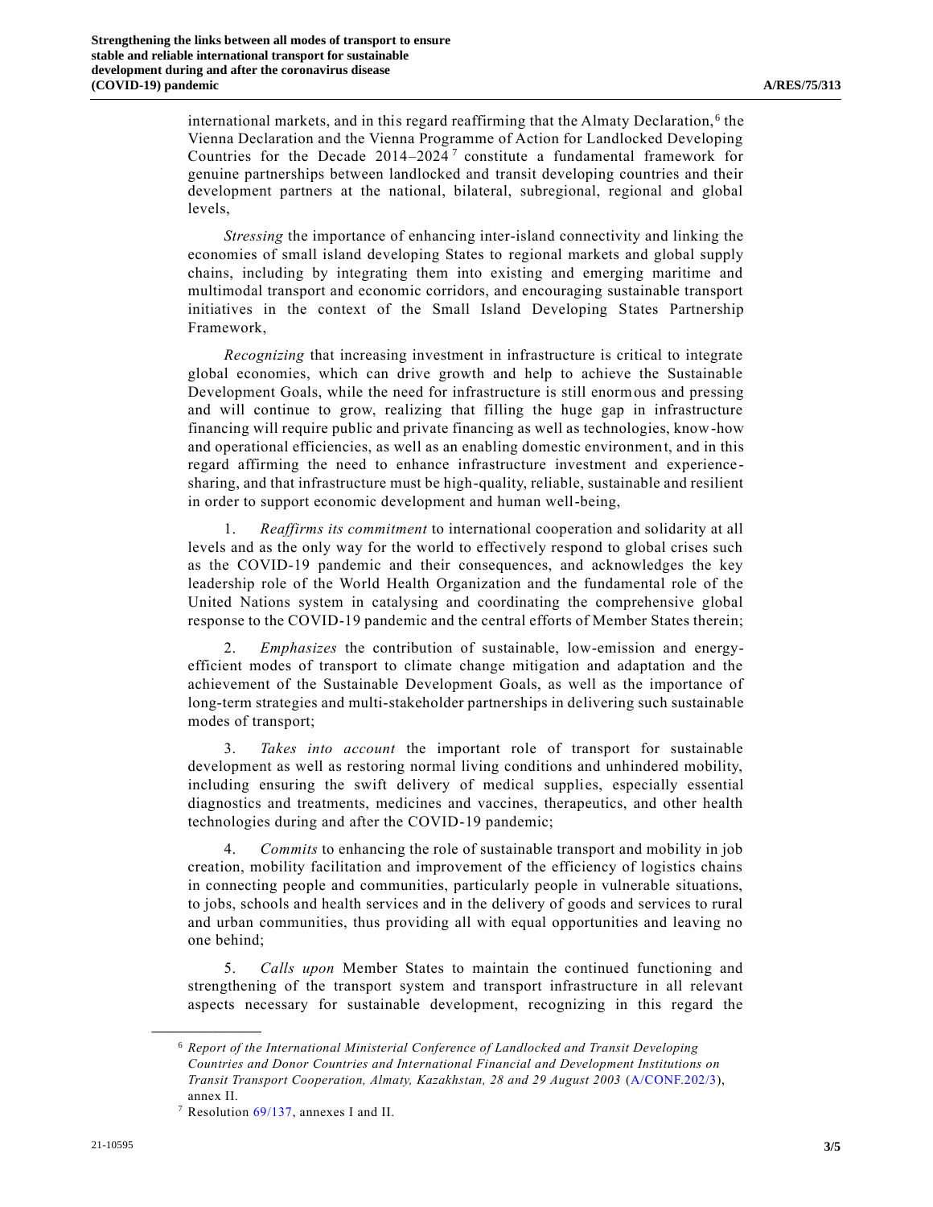international markets, and in this regard reaffirming that the Almaty Declaration,[6] the Vienna Declaration and the Vienna Programme of Action for Landlocked Developing Countries for the Decade 2014–2024[7] constitute a fundamental framework for genuine partnerships between landlocked and transit developing countries and their development partners at the national, bilateral, subregional, regional and global levels,

*Stressing* the importance of enhancing inter-island connectivity and linking the economies of small island developing States to regional markets and global supply chains, including by integrating them into existing and emerging maritime and multimodal transport and economic corridors, and encouraging sustainable transport initiatives in the context of the Small Island Developing States Partnership Framework,

*Recognizing* that increasing investment in infrastructure is critical to integrate global economies, which can drive growth and help to achieve the Sustainable Development Goals, while the need for infrastructure is still enormous and pressing and will continue to grow, realizing that filling the huge gap in infrastructure financing will require public and private financing as well as technologies, know-how and operational efficiencies, as well as an enabling domestic environment, and in this regard affirming the need to enhance infrastructure investment and experience-sharing, and that infrastructure must be high-quality, reliable, sustainable and resilient in order to support economic development and human well-being,

1. *Reaffirms its commitment* to international cooperation and solidarity at all levels and as the only way for the world to effectively respond to global crises such as the COVID-19 pandemic and their consequences, and acknowledges the key leadership role of the World Health Organization and the fundamental role of the United Nations system in catalysing and coordinating the comprehensive global response to the COVID-19 pandemic and the central efforts of Member States therein;

2. *Emphasizes* the contribution of sustainable, low-emission and energy-efficient modes of transport to climate change mitigation and adaptation and the achievement of the Sustainable Development Goals, as well as the importance of long-term strategies and multi-stakeholder partnerships in delivering such sustainable modes of transport;

3. *Takes into account* the important role of transport for sustainable development as well as restoring normal living conditions and unhindered mobility, including ensuring the swift delivery of medical supplies, especially essential diagnostics and treatments, medicines and vaccines, therapeutics, and other health technologies during and after the COVID-19 pandemic;

4. *Commits* to enhancing the role of sustainable transport and mobility in job creation, mobility facilitation and improvement of the efficiency of logistics chains in connecting people and communities, particularly people in vulnerable situations, to jobs, schools and health services and in the delivery of goods and services to rural and urban communities, thus providing all with equal opportunities and leaving no one behind;

5. *Calls upon* Member States to maintain the continued functioning and strengthening of the transport system and transport infrastructure in all relevant aspects necessary for sustainable development, recognizing in this regard the

---

[6] *Report of the International Ministerial Conference of Landlocked and Transit Developing Countries and Donor Countries and International Financial and Development Institutions on Transit Transport Cooperation, Almaty, Kazakhstan, 28 and 29 August 2003* (A/CONF.202/3), annex II.

[7] Resolution 69/137, annexes I and II.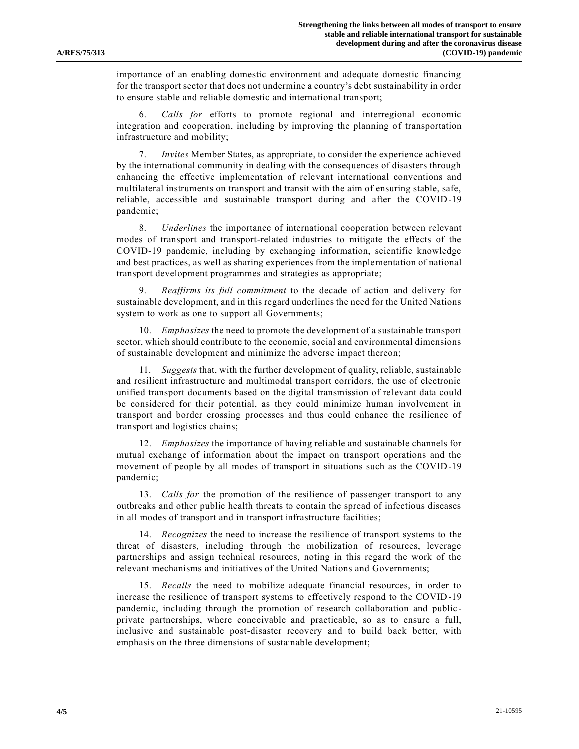importance of an enabling domestic environment and adequate domestic financing for the transport sector that does not undermine a country's debt sustainability in order to ensure stable and reliable domestic and international transport;

6. *Calls for* efforts to promote regional and interregional economic integration and cooperation, including by improving the planning of transportation infrastructure and mobility;

7. *Invites* Member States, as appropriate, to consider the experience achieved by the international community in dealing with the consequences of disasters through enhancing the effective implementation of relevant international conventions and multilateral instruments on transport and transit with the aim of ensuring stable, safe, reliable, accessible and sustainable transport during and after the COVID-19 pandemic;

8. *Underlines* the importance of international cooperation between relevant modes of transport and transport-related industries to mitigate the effects of the COVID-19 pandemic, including by exchanging information, scientific knowledge and best practices, as well as sharing experiences from the implementation of national transport development programmes and strategies as appropriate;

9. *Reaffirms its full commitment* to the decade of action and delivery for sustainable development, and in this regard underlines the need for the United Nations system to work as one to support all Governments;

10. *Emphasizes* the need to promote the development of a sustainable transport sector, which should contribute to the economic, social and environmental dimensions of sustainable development and minimize the adverse impact thereon;

11. *Suggests* that, with the further development of quality, reliable, sustainable and resilient infrastructure and multimodal transport corridors, the use of electronic unified transport documents based on the digital transmission of relevant data could be considered for their potential, as they could minimize human involvement in transport and border crossing processes and thus could enhance the resilience of transport and logistics chains;

12. *Emphasizes* the importance of having reliable and sustainable channels for mutual exchange of information about the impact on transport operations and the movement of people by all modes of transport in situations such as the COVID-19 pandemic;

13. *Calls for* the promotion of the resilience of passenger transport to any outbreaks and other public health threats to contain the spread of infectious diseases in all modes of transport and in transport infrastructure facilities;

14. *Recognizes* the need to increase the resilience of transport systems to the threat of disasters, including through the mobilization of resources, leverage partnerships and assign technical resources, noting in this regard the work of the relevant mechanisms and initiatives of the United Nations and Governments;

15. *Recalls* the need to mobilize adequate financial resources, in order to increase the resilience of transport systems to effectively respond to the COVID-19 pandemic, including through the promotion of research collaboration and public-private partnerships, where conceivable and practicable, so as to ensure a full, inclusive and sustainable post-disaster recovery and to build back better, with emphasis on the three dimensions of sustainable development;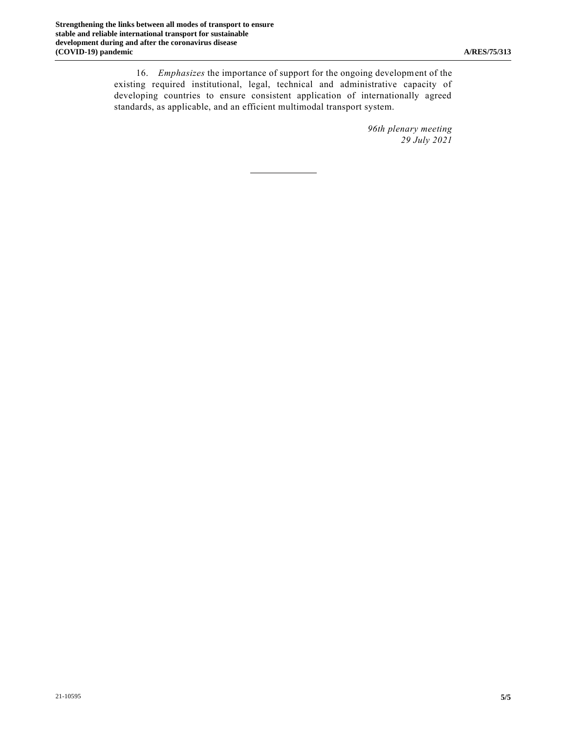16. *Emphasizes* the importance of support for the ongoing development of the existing required institutional, legal, technical and administrative capacity of developing countries to ensure consistent application of internationally agreed standards, as applicable, and an efficient multimodal transport system.

*96th plenary meeting*
*29 July 2021*